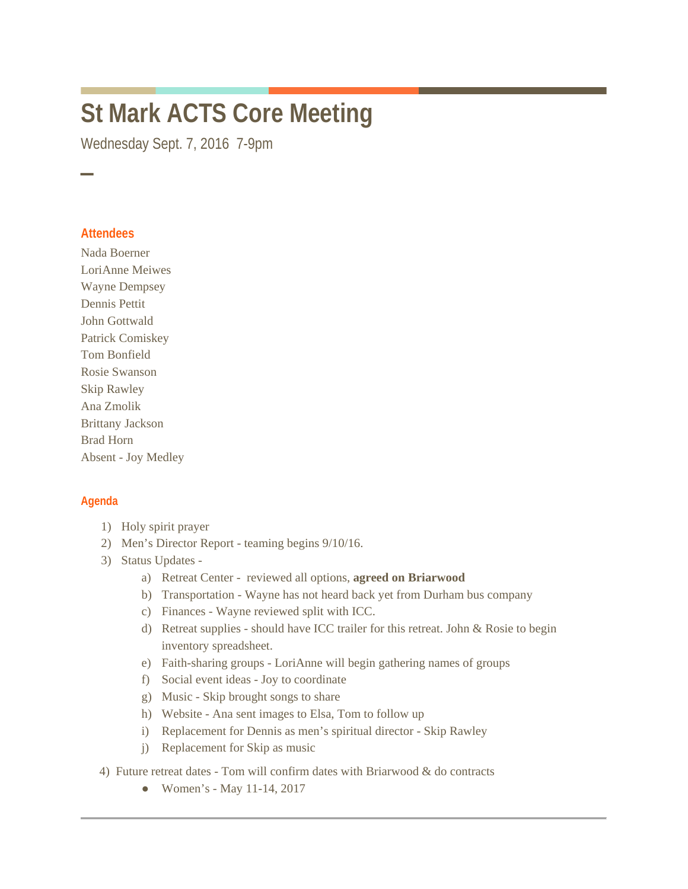# St Mark ACTS Core Meeting

Wednesday Sept. 7, 2016  7-9pm

## Attendees

Nada Boerner
LoriAnne Meiwes
Wayne Dempsey
Dennis Pettit
John Gottwald
Patrick Comiskey
Tom Bonfield
Rosie Swanson
Skip Rawley
Ana Zmolik
Brittany Jackson
Brad Horn
Absent - Joy Medley

## Agenda

1) Holy spirit prayer
2) Men's Director Report - teaming begins 9/10/16.
3) Status Updates -
    a) Retreat Center - reviewed all options, **agreed on Briarwood**
    b) Transportation - Wayne has not heard back yet from Durham bus company
    c) Finances - Wayne reviewed split with ICC.
    d) Retreat supplies - should have ICC trailer for this retreat. John & Rosie to begin inventory spreadsheet.
    e) Faith-sharing groups - LoriAnne will begin gathering names of groups
    f) Social event ideas - Joy to coordinate
    g) Music - Skip brought songs to share
    h) Website - Ana sent images to Elsa, Tom to follow up
    i) Replacement for Dennis as men's spiritual director - Skip Rawley
    j) Replacement for Skip as music
4) Future retreat dates - Tom will confirm dates with Briarwood & do contracts
    - Women's - May 11-14, 2017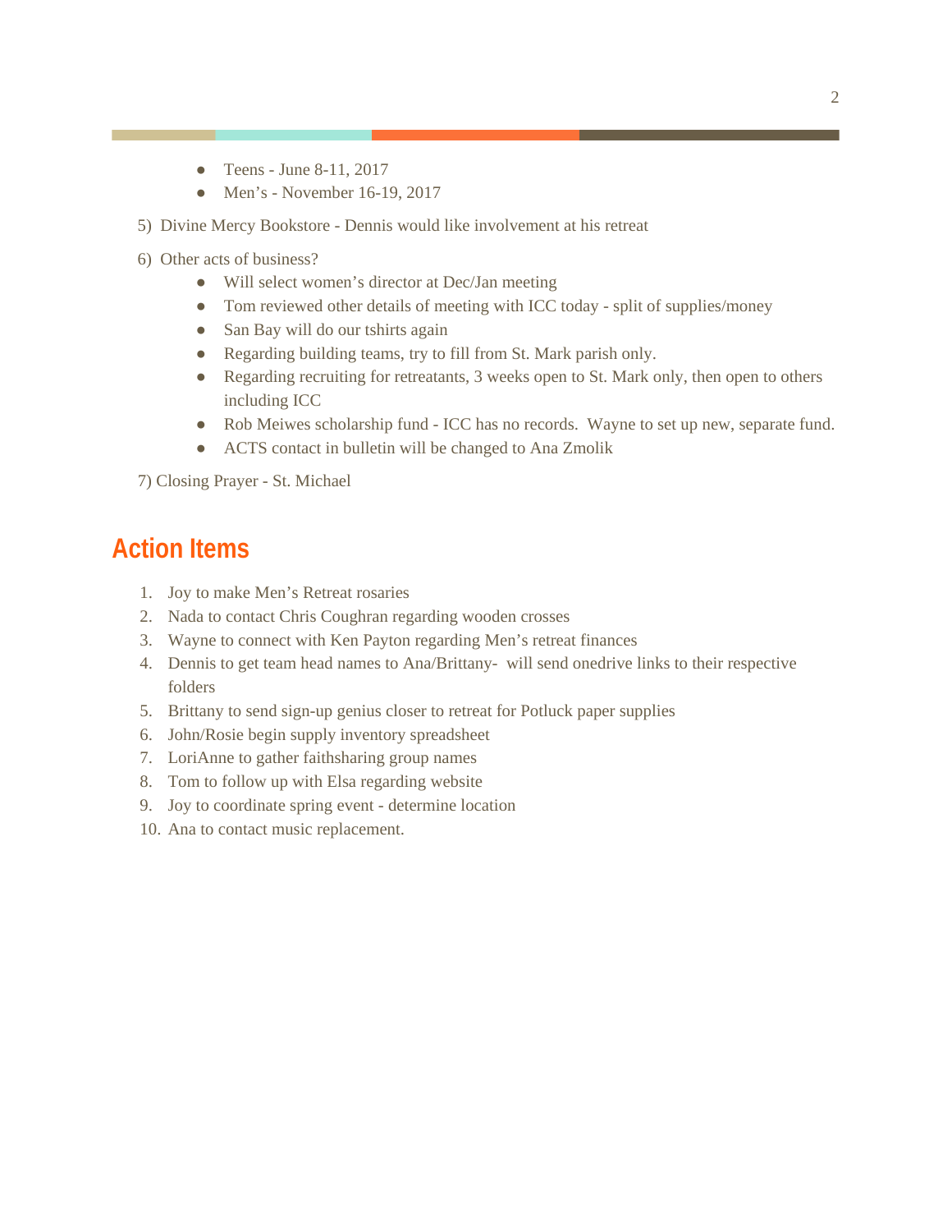- Teens - June 8-11, 2017
- Men's - November 16-19, 2017

5) Divine Mercy Bookstore - Dennis would like involvement at his retreat

6) Other acts of business?
    - Will select women's director at Dec/Jan meeting
    - Tom reviewed other details of meeting with ICC today - split of supplies/money
    - San Bay will do our tshirts again
    - Regarding building teams, try to fill from St. Mark parish only.
    - Regarding recruiting for retreatants, 3 weeks open to St. Mark only, then open to others including ICC
    - Rob Meiwes scholarship fund - ICC has no records. Wayne to set up new, separate fund.
    - ACTS contact in bulletin will be changed to Ana Zmolik

7) Closing Prayer - St. Michael

## Action Items

1. Joy to make Men's Retreat rosaries
2. Nada to contact Chris Coughran regarding wooden crosses
3. Wayne to connect with Ken Payton regarding Men's retreat finances
4. Dennis to get team head names to Ana/Brittany- will send onedrive links to their respective folders
5. Brittany to send sign-up genius closer to retreat for Potluck paper supplies
6. John/Rosie begin supply inventory spreadsheet
7. LoriAnne to gather faithsharing group names
8. Tom to follow up with Elsa regarding website
9. Joy to coordinate spring event - determine location
10. Ana to contact music replacement.